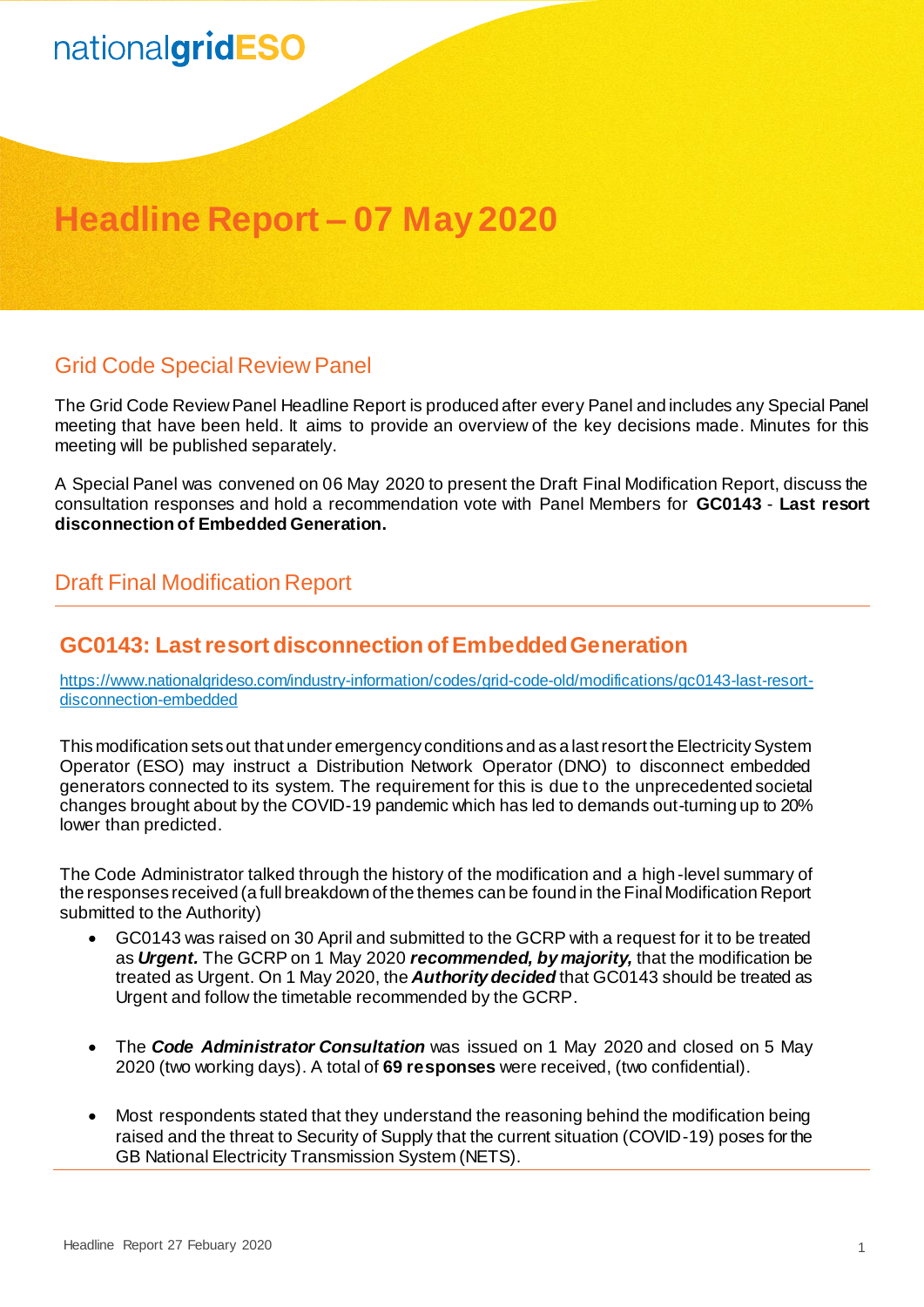nationalgridESO

# Headline Report – 07 May 2020

## Grid Code Special Review Panel

The Grid Code Review Panel Headline Report is produced after every Panel and includes any Special Panel meeting that have been held. It aims to provide an overview of the key decisions made. Minutes for this meeting will be published separately.

A Special Panel was convened on 06 May 2020 to present the Draft Final Modification Report, discuss the consultation responses and hold a recommendation vote with Panel Members for **GC0143** - **Last resort disconnection of Embedded Generation.**

## Draft Final Modification Report

### GC0143: Last resort disconnection of Embedded Generation

https://www.nationalgrideso.com/industry-information/codes/grid-code-old/modifications/gc0143-last-resort-disconnection-embedded

This modification sets out that under emergency conditions and as a last resort the Electricity System Operator (ESO) may instruct a Distribution Network Operator (DNO) to disconnect embedded generators connected to its system. The requirement for this is due to the unprecedented societal changes brought about by the COVID-19 pandemic which has led to demands out-turning up to 20% lower than predicted.

The Code Administrator talked through the history of the modification and a high-level summary of the responses received (a full breakdown of the themes can be found in the Final Modification Report submitted to the Authority)

- GC0143 was raised on 30 April and submitted to the GCRP with a request for it to be treated as ***Urgent.*** The GCRP on 1 May 2020 ***recommended, by majority,*** that the modification be treated as Urgent. On 1 May 2020, the ***Authority decided*** that GC0143 should be treated as Urgent and follow the timetable recommended by the GCRP.

- The ***Code Administrator Consultation*** was issued on 1 May 2020 and closed on 5 May 2020 (two working days). A total of **69 responses** were received, (two confidential).

- Most respondents stated that they understand the reasoning behind the modification being raised and the threat to Security of Supply that the current situation (COVID-19) poses for the GB National Electricity Transmission System (NETS).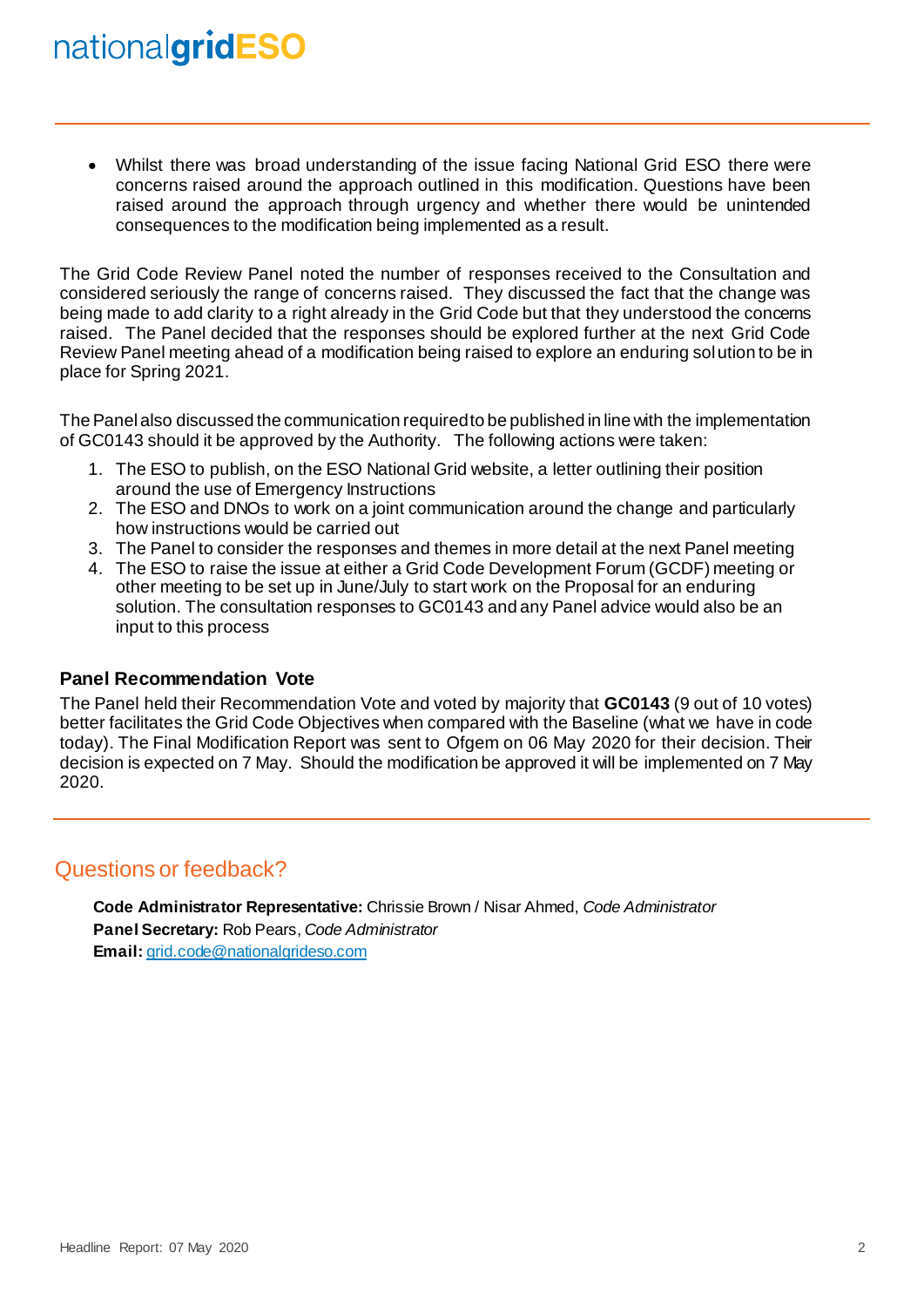- Whilst there was broad understanding of the issue facing National Grid ESO there were concerns raised around the approach outlined in this modification. Questions have been raised around the approach through urgency and whether there would be unintended consequences to the modification being implemented as a result.

The Grid Code Review Panel noted the number of responses received to the Consultation and considered seriously the range of concerns raised. They discussed the fact that the change was being made to add clarity to a right already in the Grid Code but that they understood the concerns raised. The Panel decided that the responses should be explored further at the next Grid Code Review Panel meeting ahead of a modification being raised to explore an enduring solution to be in place for Spring 2021.

The Panel also discussed the communication required to be published in line with the implementation of GC0143 should it be approved by the Authority. The following actions were taken:

1. The ESO to publish, on the ESO National Grid website, a letter outlining their position around the use of Emergency Instructions
2. The ESO and DNOs to work on a joint communication around the change and particularly how instructions would be carried out
3. The Panel to consider the responses and themes in more detail at the next Panel meeting
4. The ESO to raise the issue at either a Grid Code Development Forum (GCDF) meeting or other meeting to be set up in June/July to start work on the Proposal for an enduring solution. The consultation responses to GC0143 and any Panel advice would also be an input to this process

### Panel Recommendation Vote

The Panel held their Recommendation Vote and voted by majority that **GC0143** (9 out of 10 votes) better facilitates the Grid Code Objectives when compared with the Baseline (what we have in code today). The Final Modification Report was sent to Ofgem on 06 May 2020 for their decision. Their decision is expected on 7 May. Should the modification be approved it will be implemented on 7 May 2020.

## Questions or feedback?

**Code Administrator Representative:** Chrissie Brown / Nisar Ahmed, *Code Administrator*
**Panel Secretary:** Rob Pears, *Code Administrator*
**Email:** grid.code@nationalgrideso.com